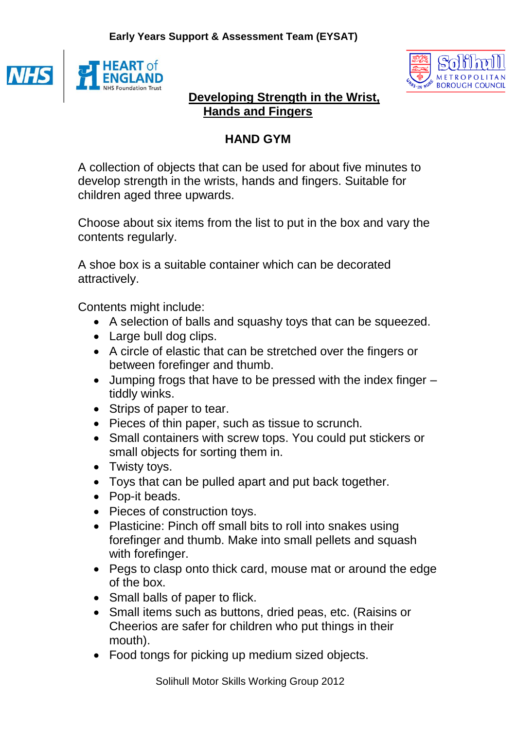Early Years Support & Assessment Team (EYSAT)

NHS HEART of ENGLAND NHS Foundation Trust

Solihull METROPOLITAN BOROUGH COUNCIL

# Developing Strength in the Wrist, Hands and Fingers

## HAND GYM

A collection of objects that can be used for about five minutes to develop strength in the wrists, hands and fingers. Suitable for children aged three upwards.

Choose about six items from the list to put in the box and vary the contents regularly.

A shoe box is a suitable container which can be decorated attractively.

Contents might include:

- A selection of balls and squashy toys that can be squeezed.
- Large bull dog clips.
- A circle of elastic that can be stretched over the fingers or between forefinger and thumb.
- Jumping frogs that have to be pressed with the index finger – tiddly winks.
- Strips of paper to tear.
- Pieces of thin paper, such as tissue to scrunch.
- Small containers with screw tops. You could put stickers or small objects for sorting them in.
- Twisty toys.
- Toys that can be pulled apart and put back together.
- Pop-it beads.
- Pieces of construction toys.
- Plasticine: Pinch off small bits to roll into snakes using forefinger and thumb. Make into small pellets and squash with forefinger.
- Pegs to clasp onto thick card, mouse mat or around the edge of the box.
- Small balls of paper to flick.
- Small items such as buttons, dried peas, etc. (Raisins or Cheerios are safer for children who put things in their mouth).
- Food tongs for picking up medium sized objects.

Solihull Motor Skills Working Group 2012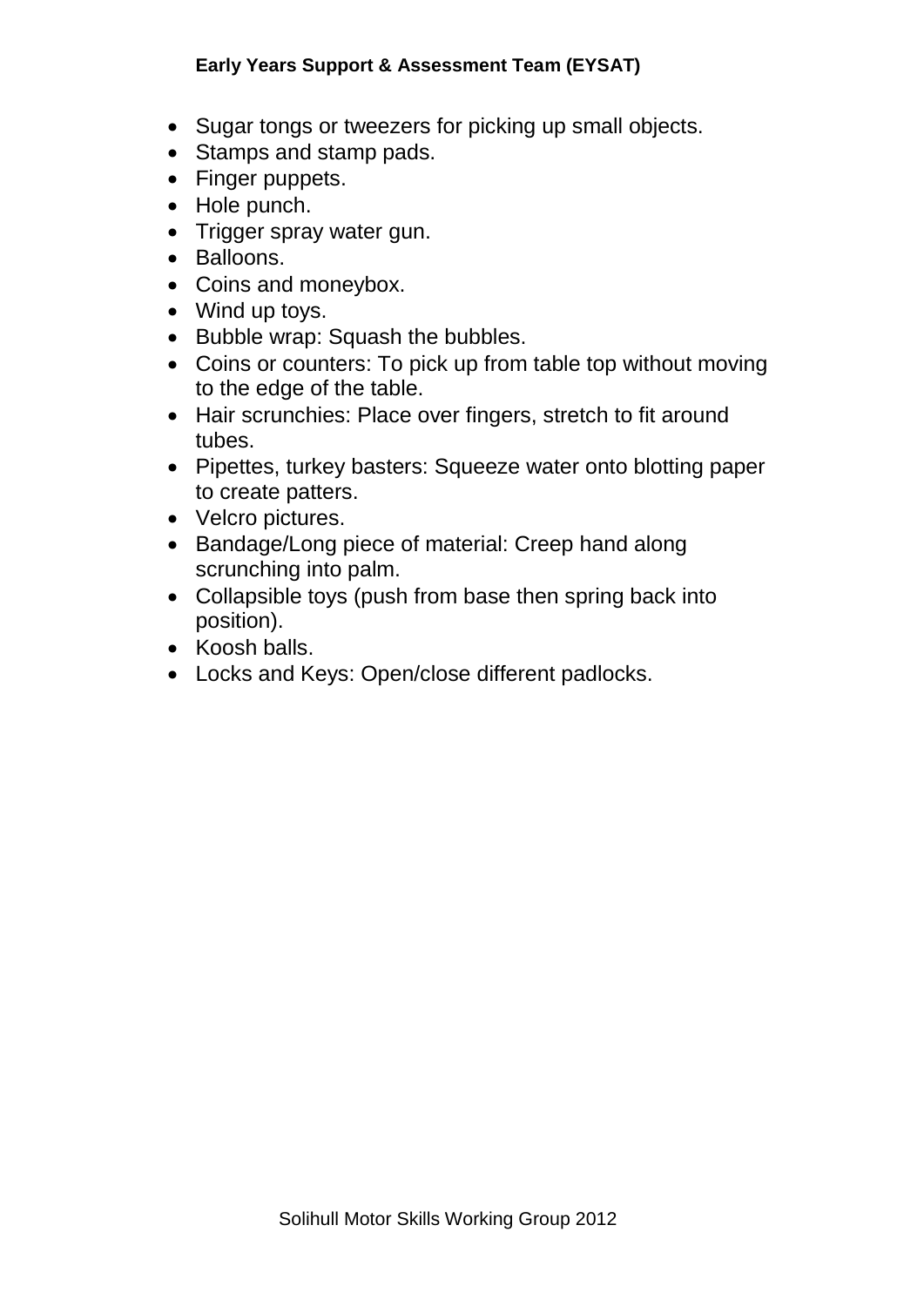- Sugar tongs or tweezers for picking up small objects.
- Stamps and stamp pads.
- Finger puppets.
- Hole punch.
- Trigger spray water gun.
- Balloons.
- Coins and moneybox.
- Wind up toys.
- Bubble wrap: Squash the bubbles.
- Coins or counters: To pick up from table top without moving to the edge of the table.
- Hair scrunchies: Place over fingers, stretch to fit around tubes.
- Pipettes, turkey basters: Squeeze water onto blotting paper to create patters.
- Velcro pictures.
- Bandage/Long piece of material: Creep hand along scrunching into palm.
- Collapsible toys (push from base then spring back into position).
- Koosh balls.
- Locks and Keys: Open/close different padlocks.